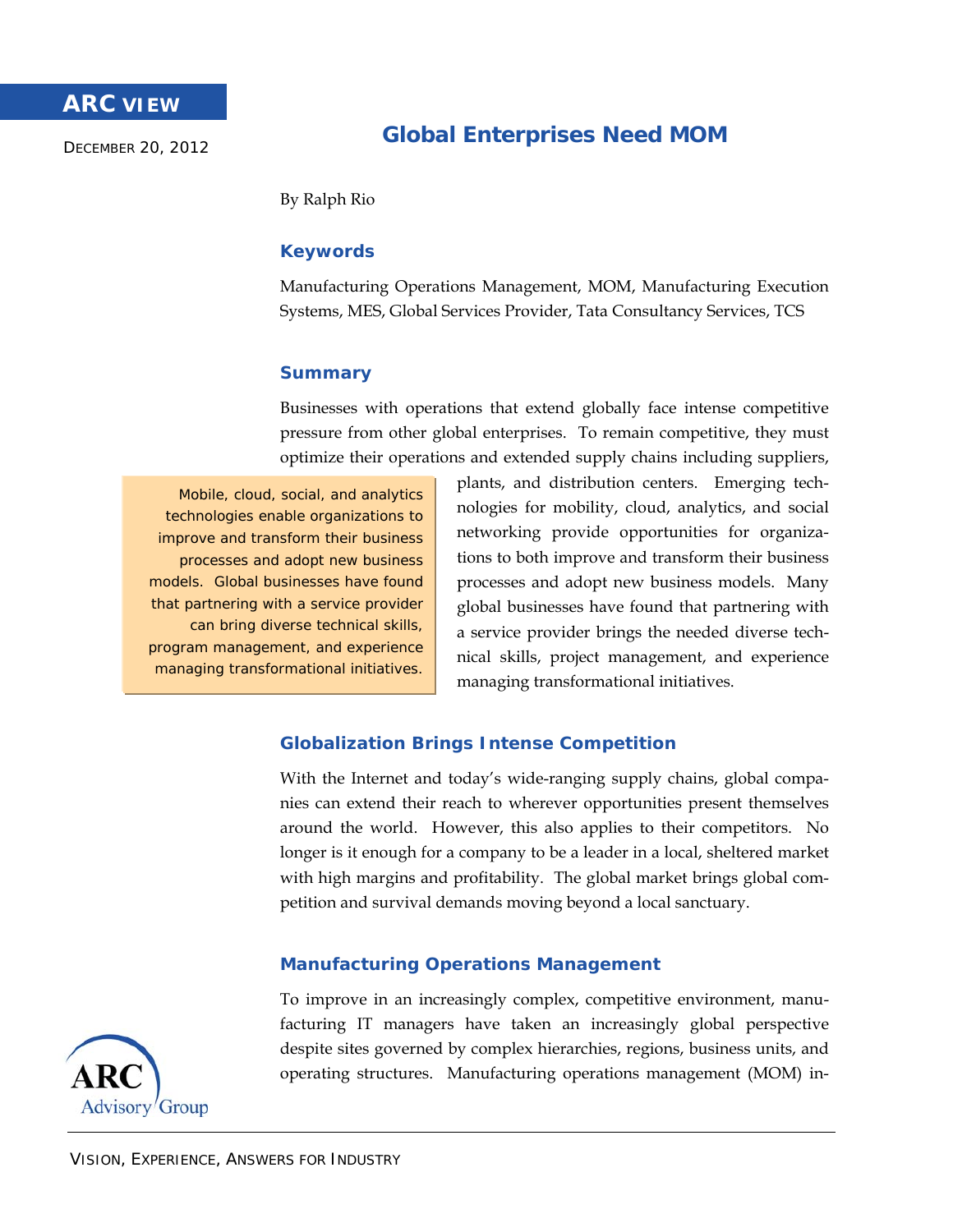ARC VIEW

December 20, 2012

# Global Enterprises Need MOM

By Ralph Rio

## Keywords

Manufacturing Operations Management, MOM, Manufacturing Execution Systems, MES, Global Services Provider, Tata Consultancy Services, TCS

## Summary

Businesses with operations that extend globally face intense competitive pressure from other global enterprises. To remain competitive, they must optimize their operations and extended supply chains including suppliers, plants, and distribution centers. Emerging technologies for mobility, cloud, analytics, and social networking provide opportunities for organizations to both improve and transform their business processes and adopt new business models. Many global businesses have found that partnering with a service provider brings the needed diverse technical skills, project management, and experience managing transformational initiatives.

> Mobile, cloud, social, and analytics technologies enable organizations to improve and transform their business processes and adopt new business models. Global businesses have found that partnering with a service provider can bring diverse technical skills, program management, and experience managing transformational initiatives.

## Globalization Brings Intense Competition

With the Internet and today's wide-ranging supply chains, global companies can extend their reach to wherever opportunities present themselves around the world. However, this also applies to their competitors. No longer is it enough for a company to be a leader in a local, sheltered market with high margins and profitability. The global market brings global competition and survival demands moving beyond a local sanctuary.

## Manufacturing Operations Management

To improve in an increasingly complex, competitive environment, manufacturing IT managers have taken an increasingly global perspective despite sites governed by complex hierarchies, regions, business units, and operating structures. Manufacturing operations management (MOM) in-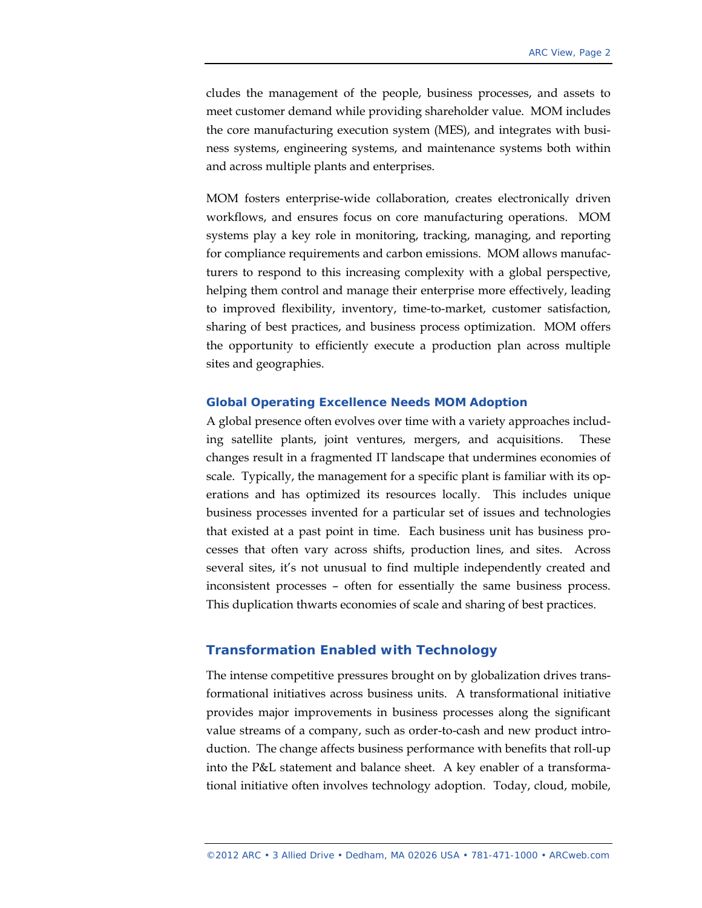cludes the management of the people, business processes, and assets to meet customer demand while providing shareholder value. MOM includes the core manufacturing execution system (MES), and integrates with business systems, engineering systems, and maintenance systems both within and across multiple plants and enterprises.

MOM fosters enterprise-wide collaboration, creates electronically driven workflows, and ensures focus on core manufacturing operations. MOM systems play a key role in monitoring, tracking, managing, and reporting for compliance requirements and carbon emissions. MOM allows manufacturers to respond to this increasing complexity with a global perspective, helping them control and manage their enterprise more effectively, leading to improved flexibility, inventory, time-to-market, customer satisfaction, sharing of best practices, and business process optimization. MOM offers the opportunity to efficiently execute a production plan across multiple sites and geographies.

### Global Operating Excellence Needs MOM Adoption

A global presence often evolves over time with a variety approaches including satellite plants, joint ventures, mergers, and acquisitions. These changes result in a fragmented IT landscape that undermines economies of scale. Typically, the management for a specific plant is familiar with its operations and has optimized its resources locally. This includes unique business processes invented for a particular set of issues and technologies that existed at a past point in time. Each business unit has business processes that often vary across shifts, production lines, and sites. Across several sites, it's not unusual to find multiple independently created and inconsistent processes – often for essentially the same business process. This duplication thwarts economies of scale and sharing of best practices.

## Transformation Enabled with Technology

The intense competitive pressures brought on by globalization drives transformational initiatives across business units. A transformational initiative provides major improvements in business processes along the significant value streams of a company, such as order-to-cash and new product introduction. The change affects business performance with benefits that roll-up into the P&L statement and balance sheet. A key enabler of a transformational initiative often involves technology adoption. Today, cloud, mobile,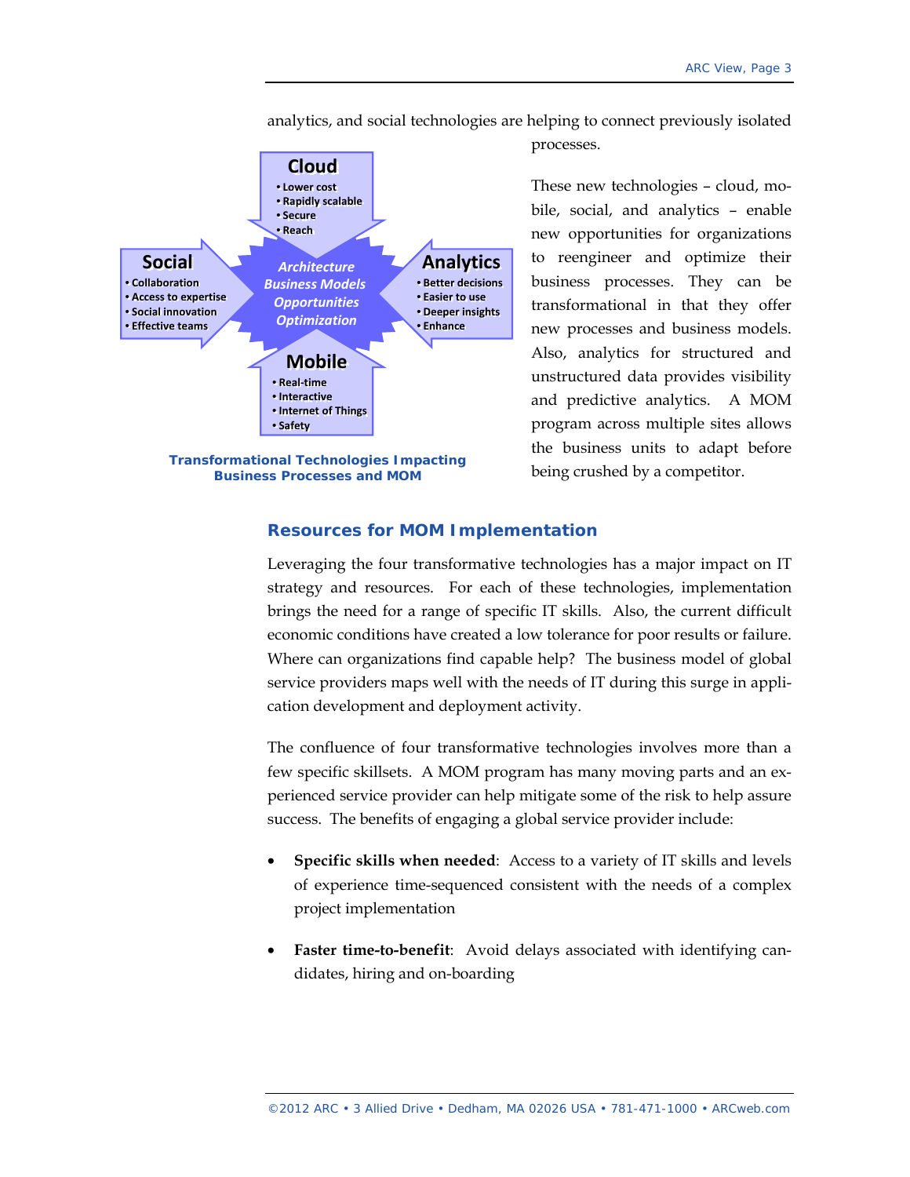analytics, and social technologies are helping to connect previously isolated processes.

**Cloud**
- Lower cost
- Rapidly scalable
- Secure
- Reach

**Social**
- Collaboration
- Access to expertise
- Social innovation
- Effective teams

*Architecture*
*Business Models*
*Opportunities*
*Optimization*

**Analytics**
- Better decisions
- Easier to use
- Deeper insights
- Enhance

**Mobile**
- Real-time
- Interactive
- Internet of Things
- Safety

**Transformational Technologies Impacting Business Processes and MOM**

These new technologies – cloud, mobile, social, and analytics – enable new opportunities for organizations to reengineer and optimize their business processes. They can be transformational in that they offer new processes and business models. Also, analytics for structured and unstructured data provides visibility and predictive analytics. A MOM program across multiple sites allows the business units to adapt before being crushed by a competitor.

## Resources for MOM Implementation

Leveraging the four transformative technologies has a major impact on IT strategy and resources. For each of these technologies, implementation brings the need for a range of specific IT skills. Also, the current difficult economic conditions have created a low tolerance for poor results or failure. Where can organizations find capable help? The business model of global service providers maps well with the needs of IT during this surge in application development and deployment activity.

The confluence of four transformative technologies involves more than a few specific skillsets. A MOM program has many moving parts and an experienced service provider can help mitigate some of the risk to help assure success. The benefits of engaging a global service provider include:

- **Specific skills when needed**: Access to a variety of IT skills and levels of experience time-sequenced consistent with the needs of a complex project implementation
- **Faster time-to-benefit**: Avoid delays associated with identifying candidates, hiring and on-boarding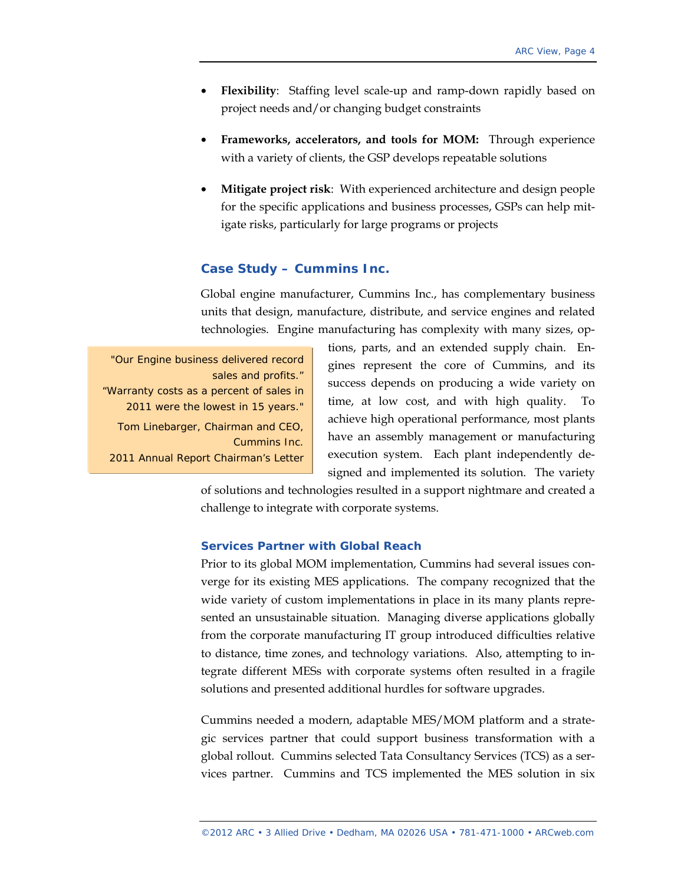- **Flexibility**: Staffing level scale-up and ramp-down rapidly based on project needs and/or changing budget constraints
- **Frameworks, accelerators, and tools for MOM:** Through experience with a variety of clients, the GSP develops repeatable solutions
- **Mitigate project risk**: With experienced architecture and design people for the specific applications and business processes, GSPs can help mitigate risks, particularly for large programs or projects

## Case Study – Cummins Inc.

Global engine manufacturer, Cummins Inc., has complementary business units that design, manufacture, distribute, and service engines and related technologies. Engine manufacturing has complexity with many sizes, options, parts, and an extended supply chain. Engines represent the core of Cummins, and its success depends on producing a wide variety on time, at low cost, and with high quality. To achieve high operational performance, most plants have an assembly management or manufacturing execution system. Each plant independently designed and implemented its solution. The variety of solutions and technologies resulted in a support nightmare and created a challenge to integrate with corporate systems.

> "Our Engine business delivered record sales and profits."
> "Warranty costs as a percent of sales in 2011 were the lowest in 15 years."
> Tom Linebarger, Chairman and CEO, Cummins Inc.
> 2011 Annual Report Chairman's Letter

### Services Partner with Global Reach

Prior to its global MOM implementation, Cummins had several issues converge for its existing MES applications. The company recognized that the wide variety of custom implementations in place in its many plants represented an unsustainable situation. Managing diverse applications globally from the corporate manufacturing IT group introduced difficulties relative to distance, time zones, and technology variations. Also, attempting to integrate different MESs with corporate systems often resulted in a fragile solutions and presented additional hurdles for software upgrades.

Cummins needed a modern, adaptable MES/MOM platform and a strategic services partner that could support business transformation with a global rollout. Cummins selected Tata Consultancy Services (TCS) as a services partner. Cummins and TCS implemented the MES solution in six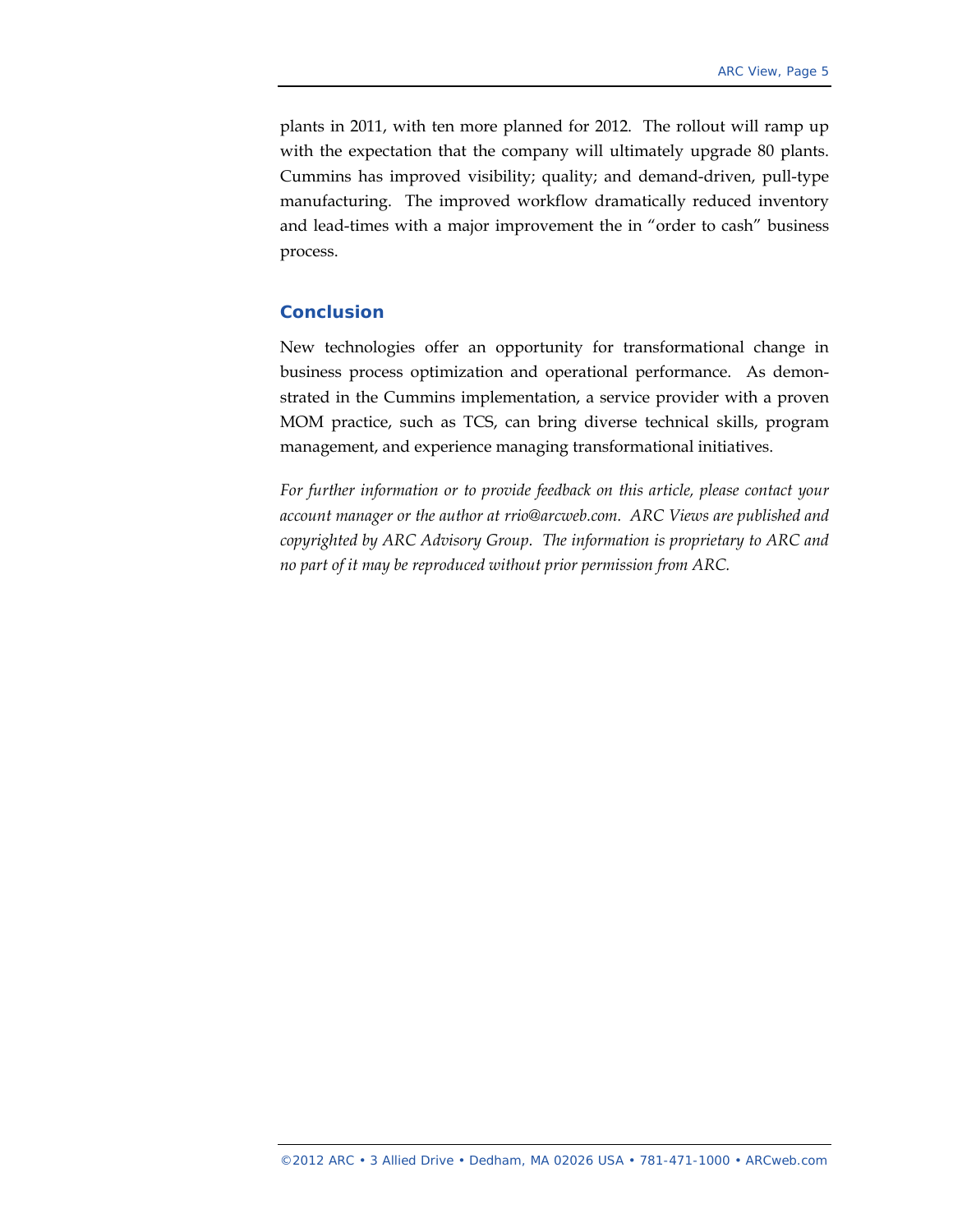plants in 2011, with ten more planned for 2012. The rollout will ramp up with the expectation that the company will ultimately upgrade 80 plants. Cummins has improved visibility; quality; and demand-driven, pull-type manufacturing. The improved workflow dramatically reduced inventory and lead-times with a major improvement the in "order to cash" business process.

## Conclusion

New technologies offer an opportunity for transformational change in business process optimization and operational performance. As demonstrated in the Cummins implementation, a service provider with a proven MOM practice, such as TCS, can bring diverse technical skills, program management, and experience managing transformational initiatives.

*For further information or to provide feedback on this article, please contact your account manager or the author at rrio@arcweb.com. ARC Views are published and copyrighted by ARC Advisory Group. The information is proprietary to ARC and no part of it may be reproduced without prior permission from ARC.*